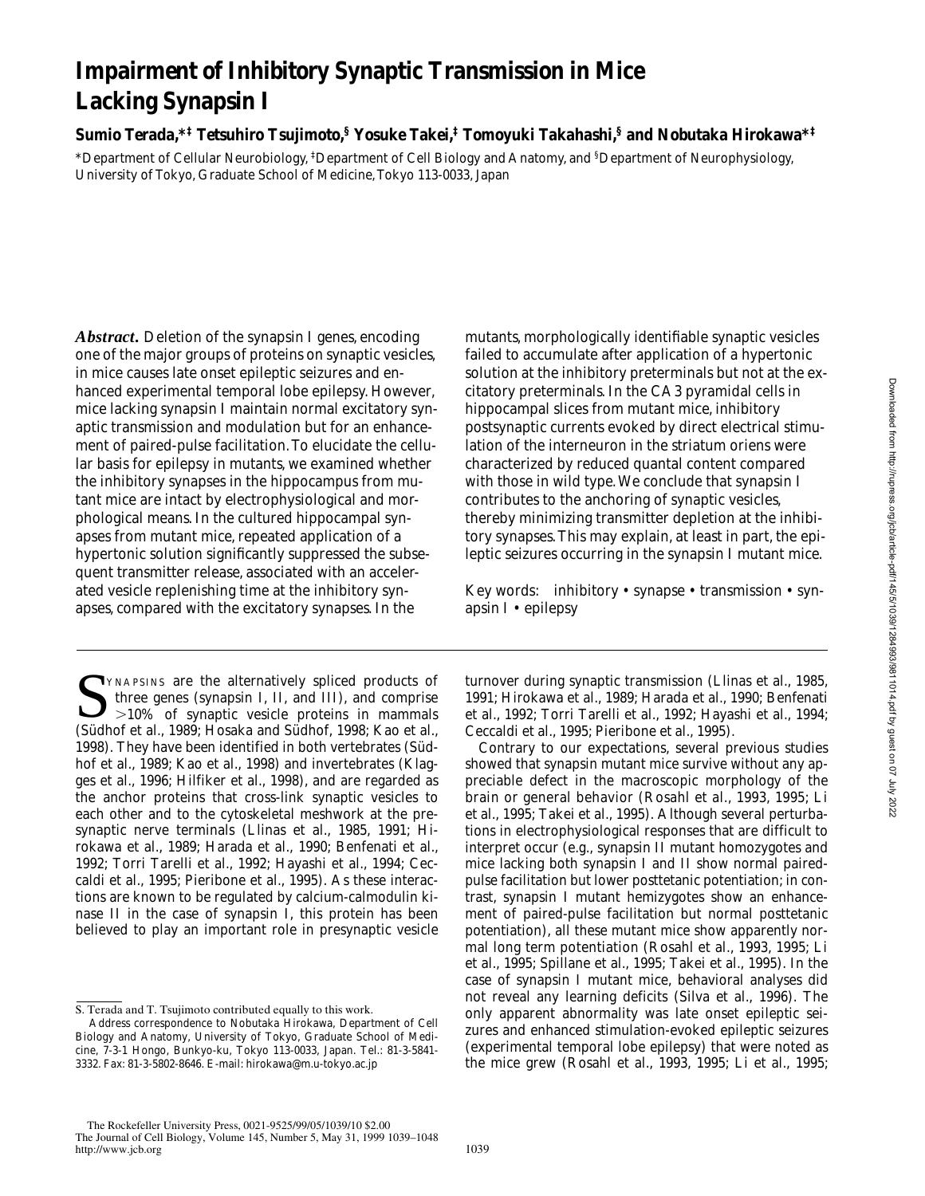# Impairment of Inhibitory Synaptic Transmission in Mice Lacking Synapsin I

**Sumio Terada,*‡ Tetsuhiro Tsujimoto,§ Yosuke Takei,‡ Tomoyuki Takahashi,§ and Nobutaka Hirokawa*‡**

*Department of Cellular Neurobiology, ‡Department of Cell Biology and Anatomy, and §Department of Neurophysiology, University of Tokyo, Graduate School of Medicine, Tokyo 113-0033, Japan

***Abstract.*** Deletion of the synapsin I genes, encoding one of the major groups of proteins on synaptic vesicles, in mice causes late onset epileptic seizures and enhanced experimental temporal lobe epilepsy. However, mice lacking synapsin I maintain normal excitatory synaptic transmission and modulation but for an enhancement of paired-pulse facilitation. To elucidate the cellular basis for epilepsy in mutants, we examined whether the inhibitory synapses in the hippocampus from mutant mice are intact by electrophysiological and morphological means. In the cultured hippocampal synapses from mutant mice, repeated application of a hypertonic solution significantly suppressed the subsequent transmitter release, associated with an accelerated vesicle replenishing time at the inhibitory synapses, compared with the excitatory synapses. In the mutants, morphologically identifiable synaptic vesicles failed to accumulate after application of a hypertonic solution at the inhibitory preterminals but not at the excitatory preterminals. In the CA3 pyramidal cells in hippocampal slices from mutant mice, inhibitory postsynaptic currents evoked by direct electrical stimulation of the interneuron in the striatum oriens were characterized by reduced quantal content compared with those in wild type. We conclude that synapsin I contributes to the anchoring of synaptic vesicles, thereby minimizing transmitter depletion at the inhibitory synapses. This may explain, at least in part, the epileptic seizures occurring in the synapsin I mutant mice.

Key words: inhibitory • synapse • transmission • synapsin I • epilepsy

Synapsins are the alternatively spliced products of three genes (synapsin I, II, and III), and comprise >10% of synaptic vesicle proteins in mammals (Südhof et al., 1989; Hosaka and Südhof, 1998; Kao et al., 1998). They have been identified in both vertebrates (Südhof et al., 1989; Kao et al., 1998) and invertebrates (Klagges et al., 1996; Hilfiker et al., 1998), and are regarded as the anchor proteins that cross-link synaptic vesicles to each other and to the cytoskeletal meshwork at the presynaptic nerve terminals (Llinas et al., 1985, 1991; Hirokawa et al., 1989; Harada et al., 1990; Benfenati et al., 1992; Torri Tarelli et al., 1992; Hayashi et al., 1994; Ceccaldi et al., 1995; Pieribone et al., 1995). As these interactions are known to be regulated by calcium-calmodulin kinase II in the case of synapsin I, this protein has been believed to play an important role in presynaptic vesicle turnover during synaptic transmission (Llinas et al., 1985, 1991; Hirokawa et al., 1989; Harada et al., 1990; Benfenati et al., 1992; Torri Tarelli et al., 1992; Hayashi et al., 1994; Ceccaldi et al., 1995; Pieribone et al., 1995).

Contrary to our expectations, several previous studies showed that synapsin mutant mice survive without any appreciable defect in the macroscopic morphology of the brain or general behavior (Rosahl et al., 1993, 1995; Li et al., 1995; Takei et al., 1995). Although several perturbations in electrophysiological responses that are difficult to interpret occur (e.g., synapsin II mutant homozygotes and mice lacking both synapsin I and II show normal paired-pulse facilitation but lower posttetanic potentiation; in contrast, synapsin I mutant hemizygotes show an enhancement of paired-pulse facilitation but normal posttetanic potentiation), all these mutant mice show apparently normal long term potentiation (Rosahl et al., 1993, 1995; Li et al., 1995; Spillane et al., 1995; Takei et al., 1995). In the case of synapsin I mutant mice, behavioral analyses did not reveal any learning deficits (Silva et al., 1996). The only apparent abnormality was late onset epileptic seizures and enhanced stimulation-evoked epileptic seizures (experimental temporal lobe epilepsy) that were noted as the mice grew (Rosahl et al., 1993, 1995; Li et al., 1995;

---

S. Terada and T. Tsujimoto contributed equally to this work.

Address correspondence to Nobutaka Hirokawa, Department of Cell Biology and Anatomy, University of Tokyo, Graduate School of Medicine, 7-3-1 Hongo, Bunkyo-ku, Tokyo 113-0033, Japan. Tel.: 81-3-5841-3332. Fax: 81-3-5802-8646. E-mail: hirokawa@m.u-tokyo.ac.jp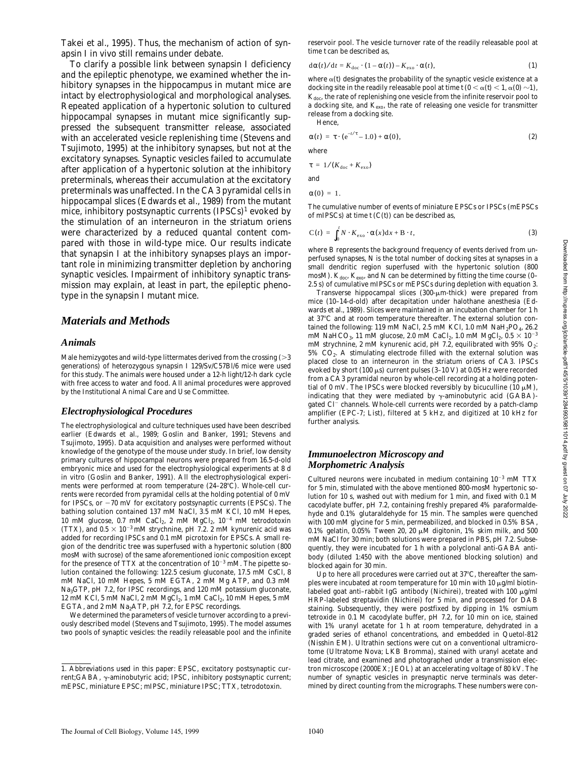Takei et al., 1995). Thus, the mechanism of action of synapsin I in vivo still remains under debate.

To clarify a possible link between synapsin I deficiency and the epileptic phenotype, we examined whether the inhibitory synapses in the hippocampus in mutant mice are intact by electrophysiological and morphological analyses. Repeated application of a hypertonic solution to cultured hippocampal synapses in mutant mice significantly suppressed the subsequent transmitter release, associated with an accelerated vesicle replenishing time (Stevens and Tsujimoto, 1995) at the inhibitory synapses, but not at the excitatory synapses. Synaptic vesicles failed to accumulate after application of a hypertonic solution at the inhibitory preterminals, whereas their accumulation at the excitatory preterminals was unaffected. In the CA3 pyramidal cells in hippocampal slices (Edwards et al., 1989) from the mutant mice, inhibitory postsynaptic currents (IPSCs)[1] evoked by the stimulation of an interneuron in the striatum oriens were characterized by a reduced quantal content compared with those in wild-type mice. Our results indicate that synapsin I at the inhibitory synapses plays an important role in minimizing transmitter depletion by anchoring synaptic vesicles. Impairment of inhibitory synaptic transmission may explain, at least in part, the epileptic phenotype in the synapsin I mutant mice.

## Materials and Methods

### Animals

Male hemizygotes and wild-type littermates derived from the crossing (>3 generations) of heterozygous synapsin I 129/Sv/C57Bl/6 mice were used for this study. The animals were housed under a 12-h light/12-h dark cycle with free access to water and food. All animal procedures were approved by the Institutional Animal Care and Use Committee.

### Electrophysiological Procedures

The electrophysiological and culture techniques used have been described earlier (Edwards et al., 1989; Goslin and Banker, 1991; Stevens and Tsujimoto, 1995). Data acquisition and analyses were performed without knowledge of the genotype of the mouse under study. In brief, low density primary cultures of hippocampal neurons were prepared from 16.5-d-old embryonic mice and used for the electrophysiological experiments at 8 d in vitro (Goslin and Banker, 1991). All the electrophysiological experiments were performed at room temperature (24–28°C). Whole-cell currents were recorded from pyramidal cells at the holding potential of 0 mV for IPSCs, or −70 mV for excitatory postsynaptic currents (EPSCs). The bathing solution contained 137 mM NaCl, 3.5 mM KCl, 10 mM Hepes, 10 mM glucose, 0.7 mM $CaCl_2$, 2 mM $MgCl_2$, $10^{-4}$ mM tetrodotoxin (TTX), and $0.5 \times 10^{-3}$ mM strychnine, pH 7.2. 2 mM kynurenic acid was added for recording IPSCs and 0.1 mM picrotoxin for EPSCs. A small region of the dendritic tree was superfused with a hypertonic solution (800 mosM with sucrose) of the same aforementioned ionic composition except for the presence of TTX at the concentration of $10^{-3}$ mM. The pipette solution contained the following: 122.5 cesium gluconate, 17.5 mM CsCl, 8 mM NaCl, 10 mM Hepes, 5 mM EGTA, 2 mM Mg ATP, and 0.3 mM $Na_3GTP$, pH 7.2, for IPSC recordings, and 120 mM potassium gluconate, 12 mM KCl, 5 mM NaCl, 2 mM $MgCl_2$, 1 mM $CaCl_2$, 10 mM Hepes, 5 mM EGTA, and 2 mM $Na_2ATP$, pH 7.2, for EPSC recordings.

We determined the parameters of vesicle turnover according to a previously described model (Stevens and Tsujimoto, 1995). The model assumes two pools of synaptic vesicles: the readily releasable pool and the infinite reservoir pool. The vesicle turnover rate of the readily releasable pool at time t can be described as,

$$d\alpha(t)/dt = K_{doc} \cdot (1 - \alpha(t)) - K_{exo} \cdot \alpha(t), \tag{1}$$

where $\alpha(t)$ designates the probability of the synaptic vesicle existence at a docking site in the readily releasable pool at time t ($0 < \alpha(t) < 1$, $\alpha(0) \sim 1$), $K_{doc}$, the rate of replenishing one vesicle from the infinite reservoir pool to a docking site, and $K_{exo}$, the rate of releasing one vesicle for transmitter release from a docking site.

Hence,

$$\alpha(t) = \tau \cdot (e^{-t/\tau} - 1.0) + \alpha(0), \tag{2}$$

where

$$\tau = 1/(K_{doc} + K_{exo})$$

and

$$\alpha(0) = 1.$$

The cumulative number of events of miniature EPSCs or IPSCs (mEPSCs of mIPSCs) at time t (C(t)) can be described as,

$$C(t) = \int_0^t N \cdot K_{exo} \cdot \alpha(x)dx + B \cdot t, \tag{3}$$

where B represents the background frequency of events derived from unperfused synapses, N is the total number of docking sites at synapses in a small dendritic region superfused with the hypertonic solution (800 mosM). $K_{doc}$, $K_{exo}$, and N can be determined by fitting the time course (0–2.5 s) of cumulative mIPSCs or mEPSCs during depletion with equation 3.

Transverse hippocampal slices (300-μm-thick) were prepared from mice (10–14-d-old) after decapitation under halothane anesthesia (Edwards et al., 1989). Slices were maintained in an incubation chamber for 1 h at 37°C and at room temperature thereafter. The external solution contained the following: 119 mM NaCl, 2.5 mM KCl, 1.0 mM $NaH_2PO_4$, 26.2 mM $NaHCO_3$, 11 mM glucose, 2.0 mM $CaCl_2$, 1.0 mM $MgCl_2$, $0.5 \times 10^{-3}$ mM strychnine, 2 mM kynurenic acid, pH 7.2, equilibrated with 95% $O_2$: 5% $CO_2$. A stimulating electrode filled with the external solution was placed close to an interneuron in the striatum oriens of CA3. IPSCs evoked by short (100 μs) current pulses (3–10 V) at 0.05 Hz were recorded from a CA3 pyramidal neuron by whole-cell recording at a holding potential of 0 mV. The IPSCs were blocked reversibly by bicuculline (10 μM), indicating that they were mediated by γ-aminobutyric acid (GABA)-gated $Cl^-$ channels. Whole-cell currents were recorded by a patch-clamp amplifier (EPC-7; List), filtered at 5 kHz, and digitized at 10 kHz for further analysis.

### Immunoelectron Microscopy and Morphometric Analysis

Cultured neurons were incubated in medium containing $10^{-3}$ mM TTX for 5 min, stimulated with the above mentioned 800-mosM hypertonic solution for 10 s, washed out with medium for 1 min, and fixed with 0.1 M cacodylate buffer, pH 7.2, containing freshly prepared 4% paraformaldehyde and 0.1% glutaraldehyde for 15 min. The samples were quenched with 100 mM glycine for 5 min, permeabilized, and blocked in 0.5% BSA, 0.1% gelatin, 0.05% Tween 20, 20 μM digitonin, 1% skim milk, and 500 mM NaCl for 30 min; both solutions were prepared in PBS, pH 7.2. Subsequently, they were incubated for 1 h with a polyclonal anti-GABA antibody (diluted 1:450 with the above mentioned blocking solution) and blocked again for 30 min.

Up to here all procedures were carried out at 37°C, thereafter the samples were incubated at room temperature for 10 min with 10 μg/ml biotin-labeled goat anti–rabbit IgG antibody (Nichirei), treated with 100 μg/ml HRP-labeled streptavidin (Nichirei) for 5 min, and processed for DAB staining. Subsequently, they were postfixed by dipping in 1% osmium tetroxide in 0.1 M cacodylate buffer, pH 7.2, for 10 min on ice, stained with 1% uranyl acetate for 1 h at room temperature, dehydrated in a graded series of ethanol concentrations, and embedded in Quetol-812 (Nisshin EM). Ultrathin sections were cut on a conventional ultramicrotome (Ultratome Nova; LKB Bromma), stained with uranyl acetate and lead citrate, and examined and photographed under a transmission electron microscope (2000EX; JEOL) at an accelerating voltage of 80 kV. The number of synaptic vesicles in presynaptic nerve terminals was determined by direct counting from the micrographs. These numbers were con-

1. Abbreviations used in this paper: EPSC, excitatory postsynaptic current; GABA, γ-aminobutyric acid; IPSC, inhibitory postsynaptic current; mEPSC, miniature EPSC; mIPSC, miniature IPSC; TTX, tetrodotoxin.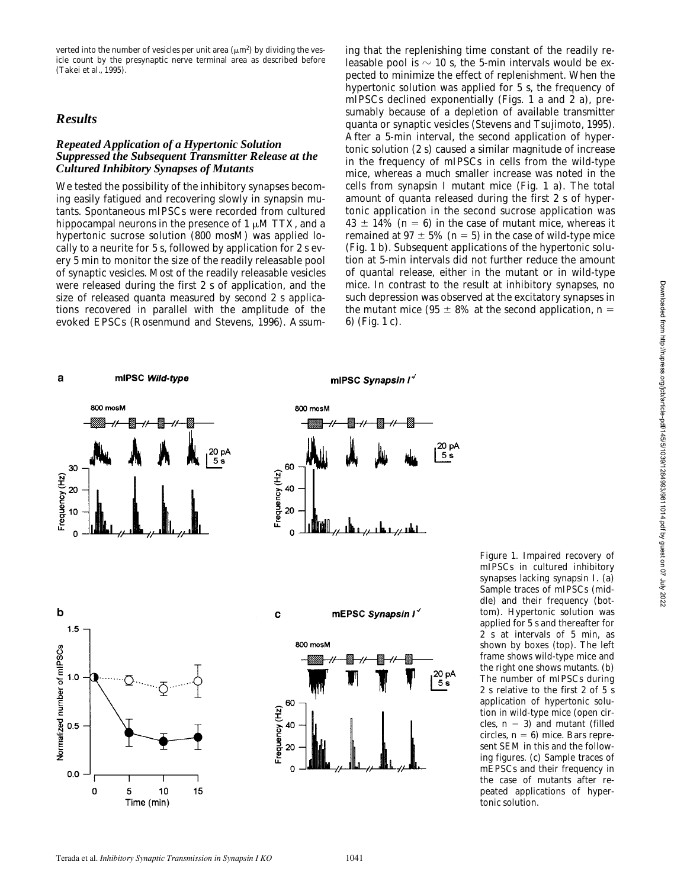verted into the number of vesicles per unit area (μm²) by dividing the vesicle count by the presynaptic nerve terminal area as described before (Takei et al., 1995).

## Results

### Repeated Application of a Hypertonic Solution Suppressed the Subsequent Transmitter Release at the Cultured Inhibitory Synapses of Mutants

We tested the possibility of the inhibitory synapses becoming easily fatigued and recovering slowly in synapsin mutants. Spontaneous mIPSCs were recorded from cultured hippocampal neurons in the presence of 1 μM TTX, and a hypertonic sucrose solution (800 mosM) was applied locally to a neurite for 5 s, followed by application for 2 s every 5 min to monitor the size of the readily releasable pool of synaptic vesicles. Most of the readily releasable vesicles were released during the first 2 s of application, and the size of released quanta measured by second 2 s applications recovered in parallel with the amplitude of the evoked EPSCs (Rosenmund and Stevens, 1996). Assuming that the replenishing time constant of the readily releasable pool is ~ 10 s, the 5-min intervals would be expected to minimize the effect of replenishment. When the hypertonic solution was applied for 5 s, the frequency of mIPSCs declined exponentially (Figs. 1 a and 2 a), presumably because of a depletion of available transmitter quanta or synaptic vesicles (Stevens and Tsujimoto, 1995). After a 5-min interval, the second application of hypertonic solution (2 s) caused a similar magnitude of increase in the frequency of mIPSCs in cells from the wild-type mice, whereas a much smaller increase was noted in the cells from synapsin I mutant mice (Fig. 1 a). The total amount of quanta released during the first 2 s of hypertonic application in the second sucrose application was 43 ± 14% ($n = 6$) in the case of mutant mice, whereas it remained at 97 ± 5% ($n = 5$) in the case of wild-type mice (Fig. 1 b). Subsequent applications of the hypertonic solution at 5-min intervals did not further reduce the amount of quantal release, either in the mutant or in wild-type mice. In contrast to the result at inhibitory synapses, no such depression was observed at the excitatory synapses in the mutant mice (95 ± 8% at the second application, $n = 6$) (Fig. 1 c).

Figure 1. Impaired recovery of mIPSCs in cultured inhibitory synapses lacking synapsin I. (a) Sample traces of mIPSCs (middle) and their frequency (bottom). Hypertonic solution was applied for 5 s and thereafter for 2 s at intervals of 5 min, as shown by boxes (top). The left frame shows wild-type mice and the right one shows mutants. (b) The number of mIPSCs during 2 s relative to the first 2 of 5 s application of hypertonic solution in wild-type mice (open circles, $n = 3$) and mutant (filled circles, $n = 6$) mice. Bars represent SEM in this and the following figures. (c) Sample traces of mEPSCs and their frequency in the case of mutants after repeated applications of hypertonic solution.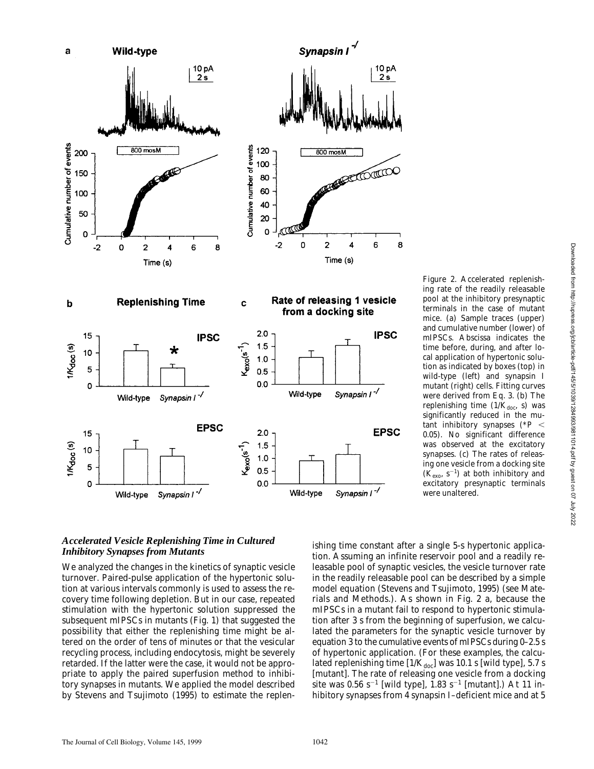Figure 2. Accelerated replenishing rate of the readily releasable pool at the inhibitory presynaptic terminals in the case of mutant mice. (a) Sample traces (upper) and cumulative number (lower) of mIPSCs. Abscissa indicates the time before, during, and after local application of hypertonic solution as indicated by boxes (top) in wild-type (left) and synapsin I mutant (right) cells. Fitting curves were derived from Eq. 3. (b) The replenishing time ($1/K_{doc}$, s) was significantly reduced in the mutant inhibitory synapses (*$P < 0.05$). No significant difference was observed at the excitatory synapses. (c) The rates of releasing one vesicle from a docking site ($K_{exo}$, $s^{-1}$) at both inhibitory and excitatory presynaptic terminals were unaltered.

### *Accelerated Vesicle Replenishing Time in Cultured Inhibitory Synapses from Mutants*

We analyzed the changes in the kinetics of synaptic vesicle turnover. Paired-pulse application of the hypertonic solution at various intervals commonly is used to assess the recovery time following depletion. But in our case, repeated stimulation with the hypertonic solution suppressed the subsequent mIPSCs in mutants (Fig. 1) that suggested the possibility that either the replenishing time might be altered on the order of tens of minutes or that the vesicular recycling process, including endocytosis, might be severely retarded. If the latter were the case, it would not be appropriate to apply the paired superfusion method to inhibitory synapses in mutants. We applied the model described by Stevens and Tsujimoto (1995) to estimate the replenishing time constant after a single 5-s hypertonic application. Assuming an infinite reservoir pool and a readily releasable pool of synaptic vesicles, the vesicle turnover rate in the readily releasable pool can be described by a simple model equation (Stevens and Tsujimoto, 1995) (see Materials and Methods.). As shown in Fig. 2 a, because the mIPSCs in a mutant fail to respond to hypertonic stimulation after 3 s from the beginning of superfusion, we calculated the parameters for the synaptic vesicle turnover by equation 3 to the cumulative events of mIPSCs during 0–2.5 s of hypertonic application. (For these examples, the calculated replenishing time [$1/K_{doc}$] was 10.1 s [wild type], 5.7 s [mutant]. The rate of releasing one vesicle from a docking site was 0.56 $s^{-1}$ [wild type], 1.83 $s^{-1}$ [mutant].) At 11 inhibitory synapses from 4 synapsin I–deficient mice and at 5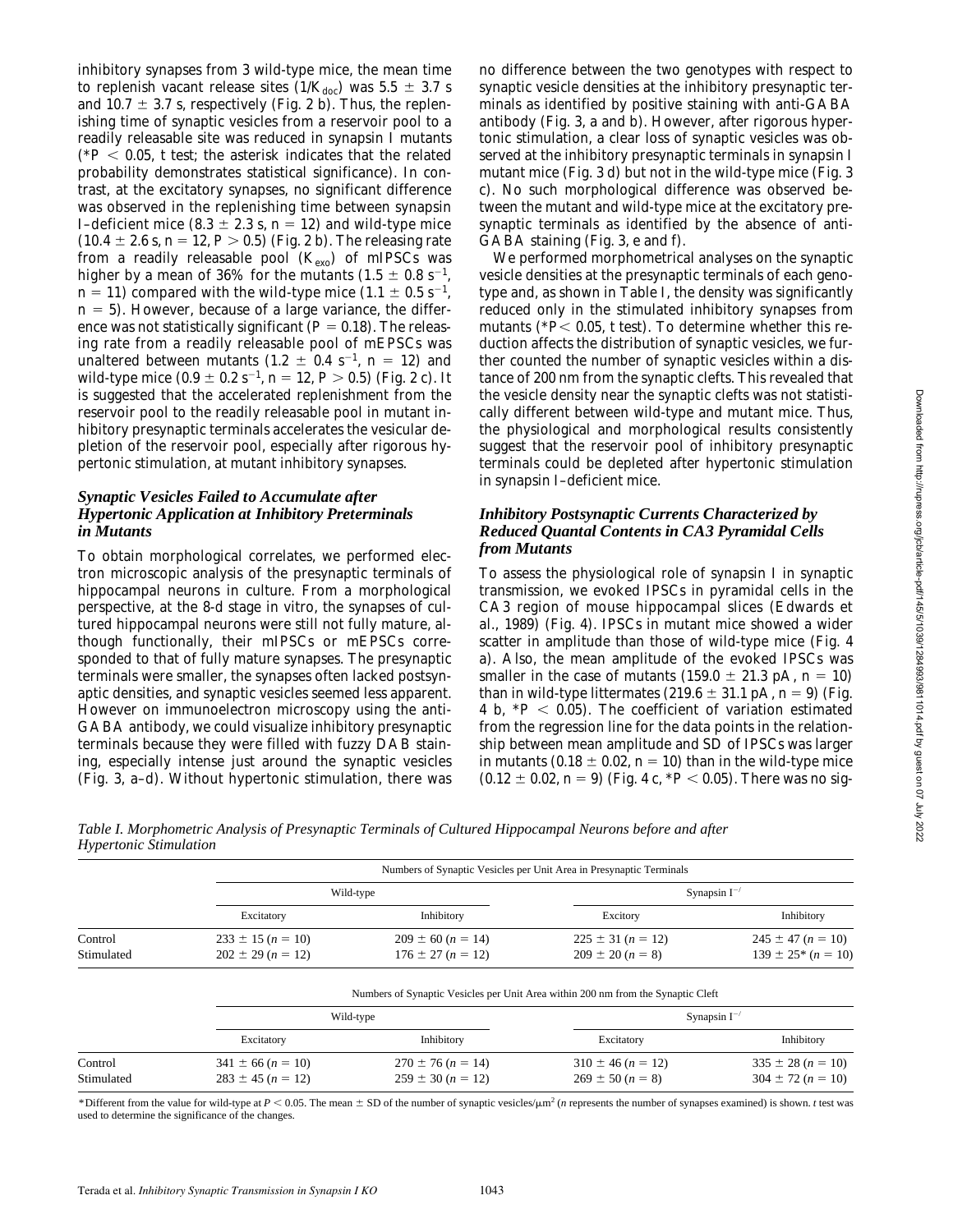inhibitory synapses from 3 wild-type mice, the mean time to replenish vacant release sites ($1/K_{doc}$) was 5.5 ± 3.7 s and 10.7 ± 3.7 s, respectively (Fig. 2 b). Thus, the replenishing time of synaptic vesicles from a reservoir pool to a readily releasable site was reduced in synapsin I mutants (*$P < 0.05$, t test; the asterisk indicates that the related probability demonstrates statistical significance). In contrast, at the excitatory synapses, no significant difference was observed in the replenishing time between synapsin I–deficient mice (8.3 ± 2.3 s, $n = 12$) and wild-type mice (10.4 ± 2.6 s, $n = 12$, $P > 0.5$) (Fig. 2 b). The releasing rate from a readily releasable pool ($K_{exo}$) of mIPSCs was higher by a mean of 36% for the mutants (1.5 ± 0.8 $s^{-1}$, $n = 11$) compared with the wild-type mice (1.1 ± 0.5 $s^{-1}$, $n = 5$). However, because of a large variance, the difference was not statistically significant ($P = 0.18$). The releasing rate from a readily releasable pool of mEPSCs was unaltered between mutants (1.2 ± 0.4 $s^{-1}$, $n = 12$) and wild-type mice (0.9 ± 0.2 $s^{-1}$, $n = 12$, $P > 0.5$) (Fig. 2 c). It is suggested that the accelerated replenishment from the reservoir pool to the readily releasable pool in mutant inhibitory presynaptic terminals accelerates the vesicular depletion of the reservoir pool, especially after rigorous hypertonic stimulation, at mutant inhibitory synapses.

### *Synaptic Vesicles Failed to Accumulate after Hypertonic Application at Inhibitory Preterminals in Mutants*

To obtain morphological correlates, we performed electron microscopic analysis of the presynaptic terminals of hippocampal neurons in culture. From a morphological perspective, at the 8-d stage in vitro, the synapses of cultured hippocampal neurons were still not fully mature, although functionally, their mIPSCs or mEPSCs corresponded to that of fully mature synapses. The presynaptic terminals were smaller, the synapses often lacked postsynaptic densities, and synaptic vesicles seemed less apparent. However on immunoelectron microscopy using the anti-GABA antibody, we could visualize inhibitory presynaptic terminals because they were filled with fuzzy DAB staining, especially intense just around the synaptic vesicles (Fig. 3, a–d). Without hypertonic stimulation, there was no difference between the two genotypes with respect to synaptic vesicle densities at the inhibitory presynaptic terminals as identified by positive staining with anti-GABA antibody (Fig. 3, a and b). However, after rigorous hypertonic stimulation, a clear loss of synaptic vesicles was observed at the inhibitory presynaptic terminals in synapsin I mutant mice (Fig. 3 d) but not in the wild-type mice (Fig. 3 c). No such morphological difference was observed between the mutant and wild-type mice at the excitatory presynaptic terminals as identified by the absence of anti-GABA staining (Fig. 3, e and f).

We performed morphometrical analyses on the synaptic vesicle densities at the presynaptic terminals of each genotype and, as shown in Table I, the density was significantly reduced only in the stimulated inhibitory synapses from mutants (*$P < 0.05$, t test). To determine whether this reduction affects the distribution of synaptic vesicles, we further counted the number of synaptic vesicles within a distance of 200 nm from the synaptic clefts. This revealed that the vesicle density near the synaptic clefts was not statistically different between wild-type and mutant mice. Thus, the physiological and morphological results consistently suggest that the reservoir pool of inhibitory presynaptic terminals could be depleted after hypertonic stimulation in synapsin I–deficient mice.

### *Inhibitory Postsynaptic Currents Characterized by Reduced Quantal Contents in CA3 Pyramidal Cells from Mutants*

To assess the physiological role of synapsin I in synaptic transmission, we evoked IPSCs in pyramidal cells in the CA3 region of mouse hippocampal slices (Edwards et al., 1989) (Fig. 4). IPSCs in mutant mice showed a wider scatter in amplitude than those of wild-type mice (Fig. 4 a). Also, the mean amplitude of the evoked IPSCs was smaller in the case of mutants (159.0 ± 21.3 pA, $n = 10$) than in wild-type littermates (219.6 ± 31.1 pA, $n = 9$) (Fig. 4 b, *$P < 0.05$). The coefficient of variation estimated from the regression line for the data points in the relationship between mean amplitude and SD of IPSCs was larger in mutants (0.18 ± 0.02, $n = 10$) than in the wild-type mice (0.12 ± 0.02, $n = 9$) (Fig. 4 c, *$P < 0.05$). There was no sig-

*Table I. Morphometric Analysis of Presynaptic Terminals of Cultured Hippocampal Neurons before and after Hypertonic Stimulation*

| | Numbers of Synaptic Vesicles per Unit Area in Presynaptic Terminals | | | |
|---|---|---|---|---|
| | Wild-type | | Synapsin $I^{-/}$ | |
| | Excitatory | Inhibitory | Excitory | Inhibitory |
| Control | 233 ± 15 (n = 10) | 209 ± 60 (n = 14) | 225 ± 31 (n = 12) | 245 ± 47 (n = 10) |
| Stimulated | 202 ± 29 (n = 12) | 176 ± 27 (n = 12) | 209 ± 20 (n = 8) | 139 ± 25* (n = 10) |

| | Numbers of Synaptic Vesicles per Unit Area within 200 nm from the Synaptic Cleft | | | |
|---|---|---|---|---|
| | Wild-type | | Synapsin $I^{-/}$ | |
| | Excitatory | Inhibitory | Excitatory | Inhibitory |
| Control | 341 ± 66 (n = 10) | 270 ± 76 (n = 14) | 310 ± 46 (n = 12) | 335 ± 28 (n = 10) |
| Stimulated | 283 ± 45 (n = 12) | 259 ± 30 (n = 12) | 269 ± 50 (n = 8) | 304 ± 72 (n = 10) |

*Different from the value for wild-type at $P < 0.05$. The mean ± SD of the number of synaptic vesicles/$\mu m^2$ (n represents the number of synapses examined) is shown. t test was used to determine the significance of the changes.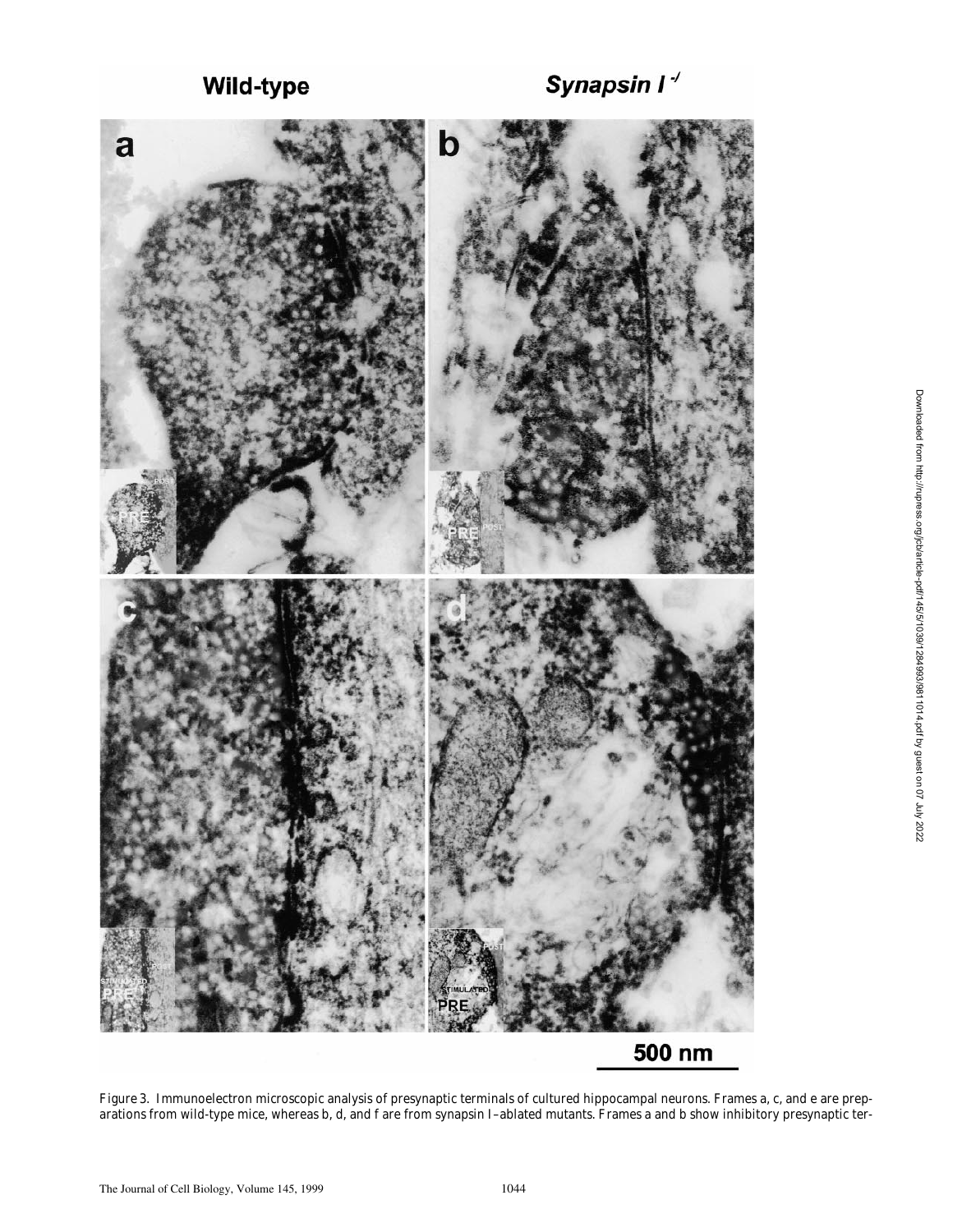Figure 3. Immunoelectron microscopic analysis of presynaptic terminals of cultured hippocampal neurons. Frames a, c, and e are preparations from wild-type mice, whereas b, d, and f are from synapsin I–ablated mutants. Frames a and b show inhibitory presynaptic ter-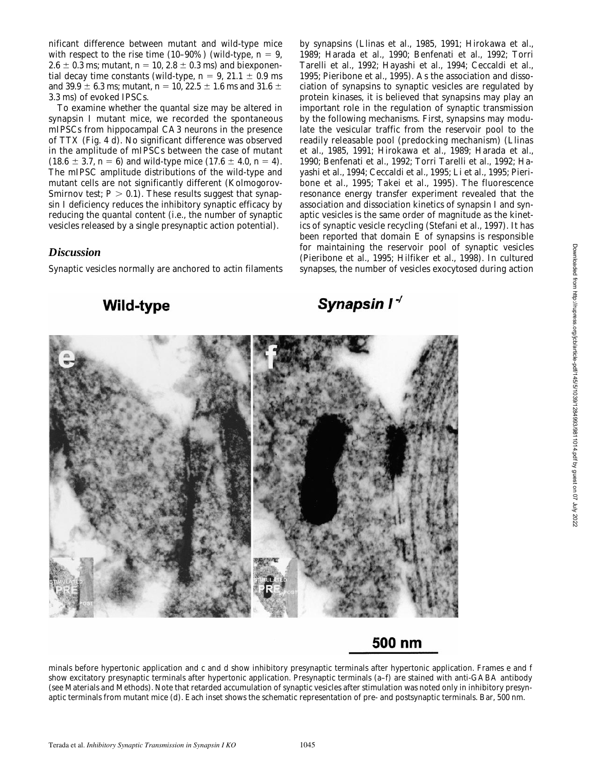nificant difference between mutant and wild-type mice with respect to the rise time (10–90%) (wild-type, $n = 9$, $2.6 \pm 0.3$ ms; mutant, $n = 10$, $2.8 \pm 0.3$ ms) and biexponential decay time constants (wild-type, $n = 9$, $21.1 \pm 0.9$ ms and $39.9 \pm 6.3$ ms; mutant, $n = 10$, $22.5 \pm 1.6$ ms and $31.6 \pm 3.3$ ms) of evoked IPSCs.

To examine whether the quantal size may be altered in synapsin I mutant mice, we recorded the spontaneous mIPSCs from hippocampal CA3 neurons in the presence of TTX (Fig. 4 d). No significant difference was observed in the amplitude of mIPSCs between the case of mutant ($18.6 \pm 3.7$, $n = 6$) and wild-type mice ($17.6 \pm 4.0$, $n = 4$). The mIPSC amplitude distributions of the wild-type and mutant cells are not significantly different (Kolmogorov-Smirnov test; $P > 0.1$). These results suggest that synapsin I deficiency reduces the inhibitory synaptic efficacy by reducing the quantal content (i.e., the number of synaptic vesicles released by a single presynaptic action potential).

## Discussion

Synaptic vesicles normally are anchored to actin filaments by synapsins (Llinas et al., 1985, 1991; Hirokawa et al., 1989; Harada et al., 1990; Benfenati et al., 1992; Torri Tarelli et al., 1992; Hayashi et al., 1994; Ceccaldi et al., 1995; Pieribone et al., 1995). As the association and dissociation of synapsins to synaptic vesicles are regulated by protein kinases, it is believed that synapsins may play an important role in the regulation of synaptic transmission by the following mechanisms. First, synapsins may modulate the vesicular traffic from the reservoir pool to the readily releasable pool (predocking mechanism) (Llinas et al., 1985, 1991; Hirokawa et al., 1989; Harada et al., 1990; Benfenati et al., 1992; Torri Tarelli et al., 1992; Hayashi et al., 1994; Ceccaldi et al., 1995; Li et al., 1995; Pieribone et al., 1995; Takei et al., 1995). The fluorescence resonance energy transfer experiment revealed that the association and dissociation kinetics of synapsin I and synaptic vesicles is the same order of magnitude as the kinetics of synaptic vesicle recycling (Stefani et al., 1997). It has been reported that domain E of synapsins is responsible for maintaining the reservoir pool of synaptic vesicles (Pieribone et al., 1995; Hilfiker et al., 1998). In cultured synapses, the number of vesicles exocytosed during action

minals before hypertonic application and c and d show inhibitory presynaptic terminals after hypertonic application. Frames e and f show excitatory presynaptic terminals after hypertonic application. Presynaptic terminals (a–f) are stained with anti-GABA antibody (see Materials and Methods). Note that retarded accumulation of synaptic vesicles after stimulation was noted only in inhibitory presynaptic terminals from mutant mice (d). Each inset shows the schematic representation of pre- and postsynaptic terminals. Bar, 500 nm.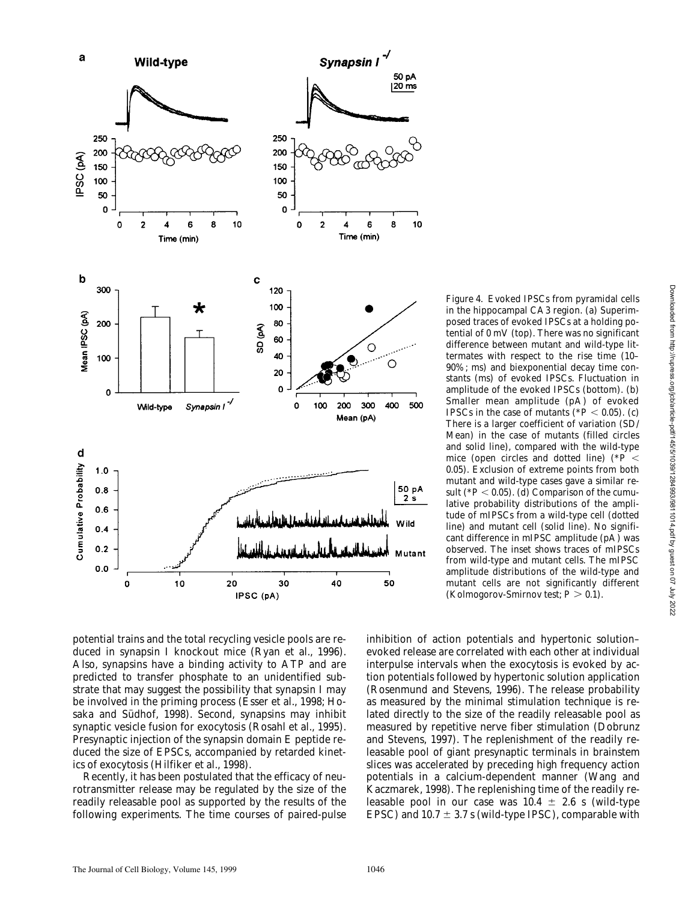Figure 4. Evoked IPSCs from pyramidal cells in the hippocampal CA3 region. (a) Superimposed traces of evoked IPSCs at a holding potential of 0 mV (top). There was no significant difference between mutant and wild-type littermates with respect to the rise time (10–90%; ms) and biexponential decay time constants (ms) of evoked IPSCs. Fluctuation in amplitude of the evoked IPSCs (bottom). (b) Smaller mean amplitude (pA) of evoked IPSCs in the case of mutants (* $P < 0.05$). (c) There is a larger coefficient of variation (SD/Mean) in the case of mutants (filled circles and solid line), compared with the wild-type mice (open circles and dotted line) (* $P < 0.05$). Exclusion of extreme points from both mutant and wild-type cases gave a similar result (* $P < 0.05$). (d) Comparison of the cumulative probability distributions of the amplitude of mIPSCs from a wild-type cell (dotted line) and mutant cell (solid line). No significant difference in mIPSC amplitude (pA) was observed. The inset shows traces of mIPSCs from wild-type and mutant cells. The mIPSC amplitude distributions of the wild-type and mutant cells are not significantly different (Kolmogorov-Smirnov test; $P > 0.1$).

potential trains and the total recycling vesicle pools are reduced in synapsin I knockout mice (Ryan et al., 1996). Also, synapsins have a binding activity to ATP and are predicted to transfer phosphate to an unidentified substrate that may suggest the possibility that synapsin I may be involved in the priming process (Esser et al., 1998; Hosaka and Südhof, 1998). Second, synapsins may inhibit synaptic vesicle fusion for exocytosis (Rosahl et al., 1995). Presynaptic injection of the synapsin domain E peptide reduced the size of EPSCs, accompanied by retarded kinetics of exocytosis (Hilfiker et al., 1998).

Recently, it has been postulated that the efficacy of neurotransmitter release may be regulated by the size of the readily releasable pool as supported by the results of the following experiments. The time courses of paired-pulse inhibition of action potentials and hypertonic solution–evoked release are correlated with each other at individual interpulse intervals when the exocytosis is evoked by action potentials followed by hypertonic solution application (Rosenmund and Stevens, 1996). The release probability as measured by the minimal stimulation technique is related directly to the size of the readily releasable pool as measured by repetitive nerve fiber stimulation (Dobrunz and Stevens, 1997). The replenishment of the readily releasable pool of giant presynaptic terminals in brainstem slices was accelerated by preceding high frequency action potentials in a calcium-dependent manner (Wang and Kaczmarek, 1998). The replenishing time of the readily releasable pool in our case was 10.4 ± 2.6 s (wild-type EPSC) and 10.7 ± 3.7 s (wild-type IPSC), comparable with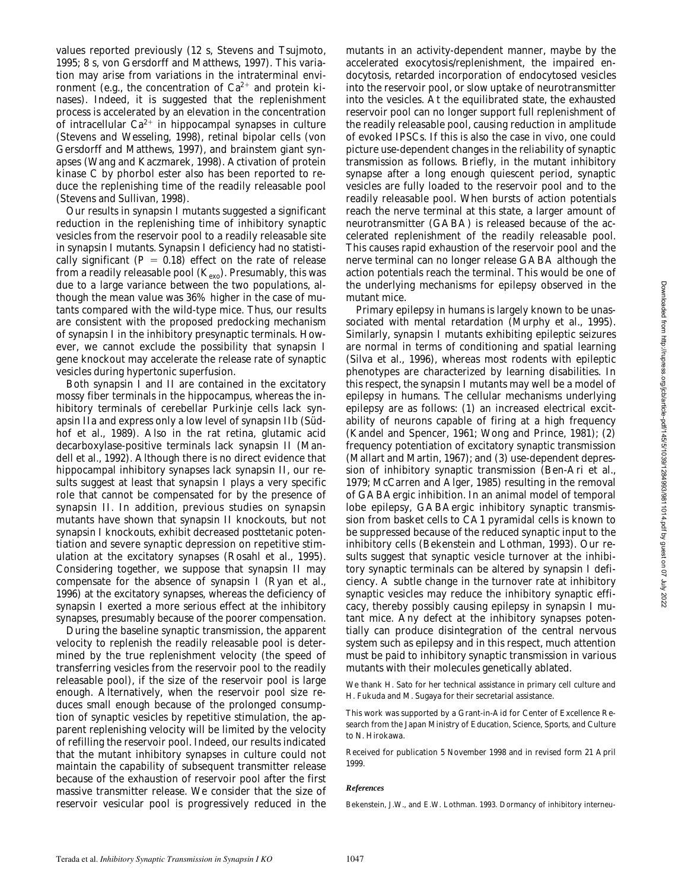values reported previously (12 s, Stevens and Tsujmoto, 1995; 8 s, von Gersdorff and Matthews, 1997). This variation may arise from variations in the intraterminal environment (e.g., the concentration of $Ca^{2+}$ and protein kinases). Indeed, it is suggested that the replenishment process is accelerated by an elevation in the concentration of intracellular $Ca^{2+}$ in hippocampal synapses in culture (Stevens and Wesseling, 1998), retinal bipolar cells (von Gersdorff and Matthews, 1997), and brainstem giant synapses (Wang and Kaczmarek, 1998). Activation of protein kinase C by phorbol ester also has been reported to reduce the replenishing time of the readily releasable pool (Stevens and Sullivan, 1998).

Our results in synapsin I mutants suggested a significant reduction in the replenishing time of inhibitory synaptic vesicles from the reservoir pool to a readily releasable site in synapsin I mutants. Synapsin I deficiency had no statistically significant ($P = 0.18$) effect on the rate of release from a readily releasable pool ($K_{exo}$). Presumably, this was due to a large variance between the two populations, although the mean value was 36% higher in the case of mutants compared with the wild-type mice. Thus, our results are consistent with the proposed predocking mechanism of synapsin I in the inhibitory presynaptic terminals. However, we cannot exclude the possibility that synapsin I gene knockout may accelerate the release rate of synaptic vesicles during hypertonic superfusion.

Both synapsin I and II are contained in the excitatory mossy fiber terminals in the hippocampus, whereas the inhibitory terminals of cerebellar Purkinje cells lack synapsin IIa and express only a low level of synapsin IIb (Südhof et al., 1989). Also in the rat retina, glutamic acid decarboxylase-positive terminals lack synapsin II (Mandell et al., 1992). Although there is no direct evidence that hippocampal inhibitory synapses lack synapsin II, our results suggest at least that synapsin I plays a very specific role that cannot be compensated for by the presence of synapsin II. In addition, previous studies on synapsin mutants have shown that synapsin II knockouts, but not synapsin I knockouts, exhibit decreased posttetanic potentiation and severe synaptic depression on repetitive stimulation at the excitatory synapses (Rosahl et al., 1995). Considering together, we suppose that synapsin II may compensate for the absence of synapsin I (Ryan et al., 1996) at the excitatory synapses, whereas the deficiency of synapsin I exerted a more serious effect at the inhibitory synapses, presumably because of the poorer compensation.

During the baseline synaptic transmission, the apparent velocity to replenish the readily releasable pool is determined by the true replenishment velocity (the speed of transferring vesicles from the reservoir pool to the readily releasable pool), if the size of the reservoir pool is large enough. Alternatively, when the reservoir pool size reduces small enough because of the prolonged consumption of synaptic vesicles by repetitive stimulation, the apparent replenishing velocity will be limited by the velocity of refilling the reservoir pool. Indeed, our results indicated that the mutant inhibitory synapses in culture could not maintain the capability of subsequent transmitter release because of the exhaustion of reservoir pool after the first massive transmitter release. We consider that the size of reservoir vesicular pool is progressively reduced in the mutants in an activity-dependent manner, maybe by the accelerated exocytosis/replenishment, the impaired endocytosis, retarded incorporation of endocytosed vesicles into the reservoir pool, or slow uptake of neurotransmitter into the vesicles. At the equilibrated state, the exhausted reservoir pool can no longer support full replenishment of the readily releasable pool, causing reduction in amplitude of evoked IPSCs. If this is also the case in vivo, one could picture use-dependent changes in the reliability of synaptic transmission as follows. Briefly, in the mutant inhibitory synapse after a long enough quiescent period, synaptic vesicles are fully loaded to the reservoir pool and to the readily releasable pool. When bursts of action potentials reach the nerve terminal at this state, a larger amount of neurotransmitter (GABA) is released because of the accelerated replenishment of the readily releasable pool. This causes rapid exhaustion of the reservoir pool and the nerve terminal can no longer release GABA although the action potentials reach the terminal. This would be one of the underlying mechanisms for epilepsy observed in the mutant mice.

Primary epilepsy in humans is largely known to be unassociated with mental retardation (Murphy et al., 1995). Similarly, synapsin I mutants exhibiting epileptic seizures are normal in terms of conditioning and spatial learning (Silva et al., 1996), whereas most rodents with epileptic phenotypes are characterized by learning disabilities. In this respect, the synapsin I mutants may well be a model of epilepsy in humans. The cellular mechanisms underlying epilepsy are as follows: (1) an increased electrical excitability of neurons capable of firing at a high frequency (Kandel and Spencer, 1961; Wong and Prince, 1981); (2) frequency potentiation of excitatory synaptic transmission (Mallart and Martin, 1967); and (3) use-dependent depression of inhibitory synaptic transmission (Ben-Ari et al., 1979; McCarren and Alger, 1985) resulting in the removal of GABAergic inhibition. In an animal model of temporal lobe epilepsy, GABAergic inhibitory synaptic transmission from basket cells to CA1 pyramidal cells is known to be suppressed because of the reduced synaptic input to the inhibitory cells (Bekenstein and Lothman, 1993). Our results suggest that synaptic vesicle turnover at the inhibitory synaptic terminals can be altered by synapsin I deficiency. A subtle change in the turnover rate at inhibitory synaptic vesicles may reduce the inhibitory synaptic efficacy, thereby possibly causing epilepsy in synapsin I mutant mice. Any defect at the inhibitory synapses potentially can produce disintegration of the central nervous system such as epilepsy and in this respect, much attention must be paid to inhibitory synaptic transmission in various mutants with their molecules genetically ablated.

We thank H. Sato for her technical assistance in primary cell culture and H. Fukuda and M. Sugaya for their secretarial assistance.

This work was supported by a Grant-in-Aid for Center of Excellence Research from the Japan Ministry of Education, Science, Sports, and Culture to N. Hirokawa.

Received for publication 5 November 1998 and in revised form 21 April 1999.

### References

Bekenstein, J.W., and E.W. Lothman. 1993. Dormancy of inhibitory interneu-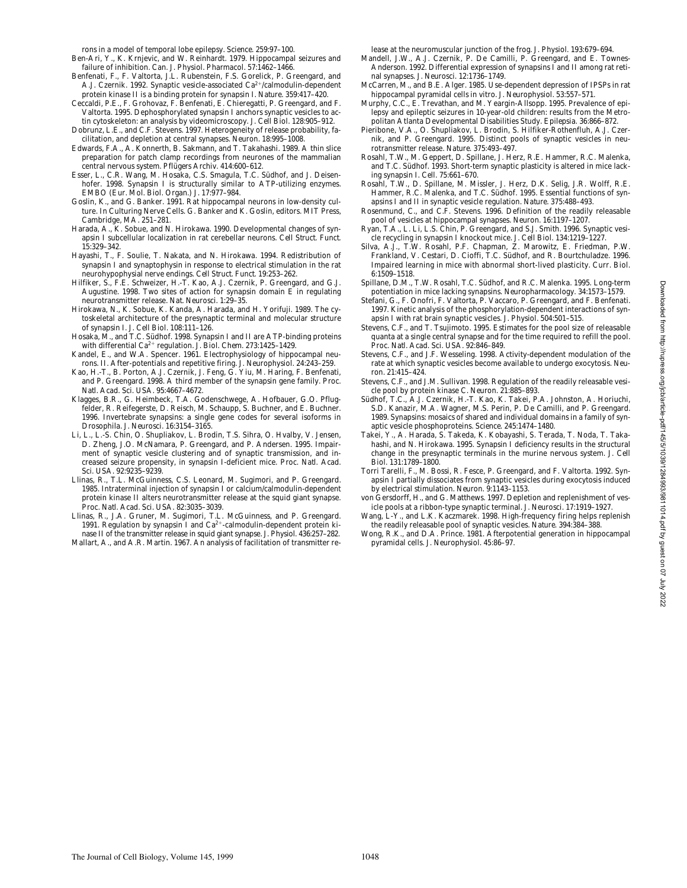rons in a model of temporal lobe epilepsy. Science. 259:97–100.

Ben-Ari, Y., K. Krnjevic, and W. Reinhardt. 1979. Hippocampal seizures and failure of inhibition. Can. J. Physiol. Pharmacol. 57:1462–1466.

Benfenati, F., F. Valtorta, J.L. Rubenstein, F.S. Gorelick, P. Greengard, and A.J. Czernik. 1992. Synaptic vesicle-associated $Ca^{2+}$/calmodulin-dependent protein kinase II is a binding protein for synapsin I. Nature. 359:417–420.

Ceccaldi, P.E., F. Grohovaz, F. Benfenati, E. Chieregatti, P. Greengard, and F. Valtorta. 1995. Dephosphorylated synapsin I anchors synaptic vesicles to actin cytoskeleton: an analysis by videomicroscopy. J. Cell Biol. 128:905–912.

Dobrunz, L.E., and C.F. Stevens. 1997. Heterogeneity of release probability, facilitation, and depletion at central synapses. Neuron. 18:995–1008.

Edwards, F.A., A. Konnerth, B. Sakmann, and T. Takahashi. 1989. A thin slice preparation for patch clamp recordings from neurones of the mammalian central nervous system. Pflügers Archiv. 414:600–612.

Esser, L., C.R. Wang, M. Hosaka, C.S. Smagula, T.C. Südhof, and J. Deisenhofer. 1998. Synapsin I is structurally similar to ATP-utilizing enzymes. EMBO (Eur. Mol. Biol. Organ.) J. 17:977–984.

Goslin, K., and G. Banker. 1991. Rat hippocampal neurons in low-density culture. In Culturing Nerve Cells. G. Banker and K. Goslin, editors. MIT Press, Cambridge, MA. 251–281.

Harada, A., K. Sobue, and N. Hirokawa. 1990. Developmental changes of synapsin I subcellular localization in rat cerebellar neurons. Cell Struct. Funct. 15:329–342.

Hayashi, T., F. Soulie, T. Nakata, and N. Hirokawa. 1994. Redistribution of synapsin I and synaptophysin in response to electrical stimulation in the rat neurohypophysial nerve endings. Cell Struct. Funct. 19:253–262.

Hilfiker, S., F.E. Schweizer, H.-T. Kao, A.J. Czernik, P. Greengard, and G.J. Augustine. 1998. Two sites of action for synapsin domain E in regulating neurotransmitter release. Nat. Neurosci. 1:29–35.

Hirokawa, N., K. Sobue, K. Kanda, A. Harada, and H. Yorifuji. 1989. The cytoskeletal architecture of the presynaptic terminal and molecular structure of synapsin I. J. Cell Biol. 108:111–126.

Hosaka, M., and T.C. Südhof. 1998. Synapsin I and II are ATP-binding proteins with differential $Ca^{2+}$ regulation. J. Biol. Chem. 273:1425–1429.

Kandel, E., and W.A. Spencer. 1961. Electrophysiology of hippocampal neurons. II. After-potentials and repetitive firing. J. Neurophysiol. 24:243–259.

Kao, H.-T., B. Porton, A.J. Czernik, J. Feng, G. Yiu, M. Haring, F. Benfenati, and P. Greengard. 1998. A third member of the synapsin gene family. Proc. Natl. Acad. Sci. USA. 95:4667–4672.

Klagges, B.R., G. Heimbeck, T.A. Godenschwege, A. Hofbauer, G.O. Pflugfelder, R. Reifegerste, D. Reisch, M. Schaupp, S. Buchner, and E. Buchner. 1996. Invertebrate synapsins: a single gene codes for several isoforms in Drosophila. J. Neurosci. 16:3154–3165.

Li, L., L.-S. Chin, O. Shupliakov, L. Brodin, T.S. Sihra, O. Hvalby, V. Jensen, D. Zheng, J.O. McNamara, P. Greengard, and P. Andersen. 1995. Impairment of synaptic vesicle clustering and of synaptic transmission, and increased seizure propensity, in synapsin I-deficient mice. Proc. Natl. Acad. Sci. USA. 92:9235–9239.

Llinas, R., T.L. McGuinness, C.S. Leonard, M. Sugimori, and P. Greengard. 1985. Intraterminal injection of synapsin I or calcium/calmodulin-dependent protein kinase II alters neurotransmitter release at the squid giant synapse. Proc. Natl. Acad. Sci. USA. 82:3035–3039.

Llinas, R., J.A. Gruner, M. Sugimori, T.L. McGuinness, and P. Greengard. 1991. Regulation by synapsin I and $Ca^{2+}$-calmodulin-dependent protein kinase II of the transmitter release in squid giant synapse. J. Physiol. 436:257–282.

Mallart, A., and A.R. Martin. 1967. An analysis of facilitation of transmitter release at the neuromuscular junction of the frog. J. Physiol. 193:679–694.

Mandell, J.W., A.J. Czernik, P. De Camilli, P. Greengard, and E. Townes-Anderson. 1992. Differential expression of synapsins I and II among rat retinal synapses. J. Neurosci. 12:1736–1749.

McCarren, M., and B.E. Alger. 1985. Use-dependent depression of IPSPs in rat hippocampal pyramidal cells in vitro. J. Neurophysiol. 53:557–571.

Murphy, C.C., E. Trevathan, and M. Yeargin-Allsopp. 1995. Prevalence of epilepsy and epileptic seizures in 10-year-old children: results from the Metropolitan Atlanta Developmental Disabilities Study. Epilepsia. 36:866–872.

Pieribone, V.A., O. Shupliakov, L. Brodin, S. Hilfiker-Rothenfluh, A.J. Czernik, and P. Greengard. 1995. Distinct pools of synaptic vesicles in neurotransmitter release. Nature. 375:493–497.

Rosahl, T.W., M. Geppert, D. Spillane, J. Herz, R.E. Hammer, R.C. Malenka, and T.C. Südhof. 1993. Short-term synaptic plasticity is altered in mice lacking synapsin I. Cell. 75:661–670.

Rosahl, T.W., D. Spillane, M. Missler, J. Herz, D.K. Selig, J.R. Wolff, R.E. Hammer, R.C. Malenka, and T.C. Südhof. 1995. Essential functions of synapsins I and II in synaptic vesicle regulation. Nature. 375:488–493.

Rosenmund, C., and C.F. Stevens. 1996. Definition of the readily releasable pool of vesicles at hippocampal synapses. Neuron. 16:1197–1207.

Ryan, T.A., L. Li, L.S. Chin, P. Greengard, and S.J. Smith. 1996. Synaptic vesicle recycling in synapsin I knockout mice. J. Cell Biol. 134:1219–1227.

Silva, A.J., T.W. Rosahl, P.F. Chapman, Z. Marowitz, E. Friedman, P.W. Frankland, V. Cestari, D. Cioffi, T.C. Südhof, and R. Bourtchuladze. 1996. Impaired learning in mice with abnormal short-lived plasticity. Curr. Biol. 6:1509–1518.

Spillane, D.M., T.W. Rosahl, T.C. Südhof, and R.C. Malenka. 1995. Long-term potentiation in mice lacking synapsins. Neuropharmacology. 34:1573–1579.

Stefani, G., F. Onofri, F. Valtorta, P. Vaccaro, P. Greengard, and F. Benfenati. 1997. Kinetic analysis of the phosphorylation-dependent interactions of synapsin I with rat brain synaptic vesicles. J. Physiol. 504:501–515.

Stevens, C.F., and T. Tsujimoto. 1995. Estimates for the pool size of releasable quanta at a single central synapse and for the time required to refill the pool. Proc. Natl. Acad. Sci. USA. 92:846–849.

Stevens, C.F., and J.F. Wesseling. 1998. Activity-dependent modulation of the rate at which synaptic vesicles become available to undergo exocytosis. Neuron. 21:415–424.

Stevens, C.F., and J.M. Sullivan. 1998. Regulation of the readily releasable vesicle pool by protein kinase C. Neuron. 21:885–893.

Südhof, T.C., A.J. Czernik, H.-T. Kao, K. Takei, P.A. Johnston, A. Horiuchi, S.D. Kanazir, M.A. Wagner, M.S. Perin, P. De Camilli, and P. Greengard. 1989. Synapsins: mosaics of shared and individual domains in a family of synaptic vesicle phosphoproteins. Science. 245:1474–1480.

Takei, Y., A. Harada, S. Takeda, K. Kobayashi, S. Terada, T. Noda, T. Takahashi, and N. Hirokawa. 1995. Synapsin I deficiency results in the structural change in the presynaptic terminals in the murine nervous system. J. Cell Biol. 131:1789–1800.

Torri Tarelli, F., M. Bossi, R. Fesce, P. Greengard, and F. Valtorta. 1992. Synapsin I partially dissociates from synaptic vesicles during exocytosis induced by electrical stimulation. Neuron. 9:1143–1153.

von Gersdorff, H., and G. Matthews. 1997. Depletion and replenishment of vesicle pools at a ribbon-type synaptic terminal. J. Neurosci. 17:1919–1927.

Wang, L-Y., and L.K. Kaczmarek. 1998. High-frequency firing helps replenish the readily releasable pool of synaptic vesicles. Nature. 394:384–388.

Wong, R.K., and D.A. Prince. 1981. Afterpotential generation in hippocampal pyramidal cells. J. Neurophysiol. 45:86–97.